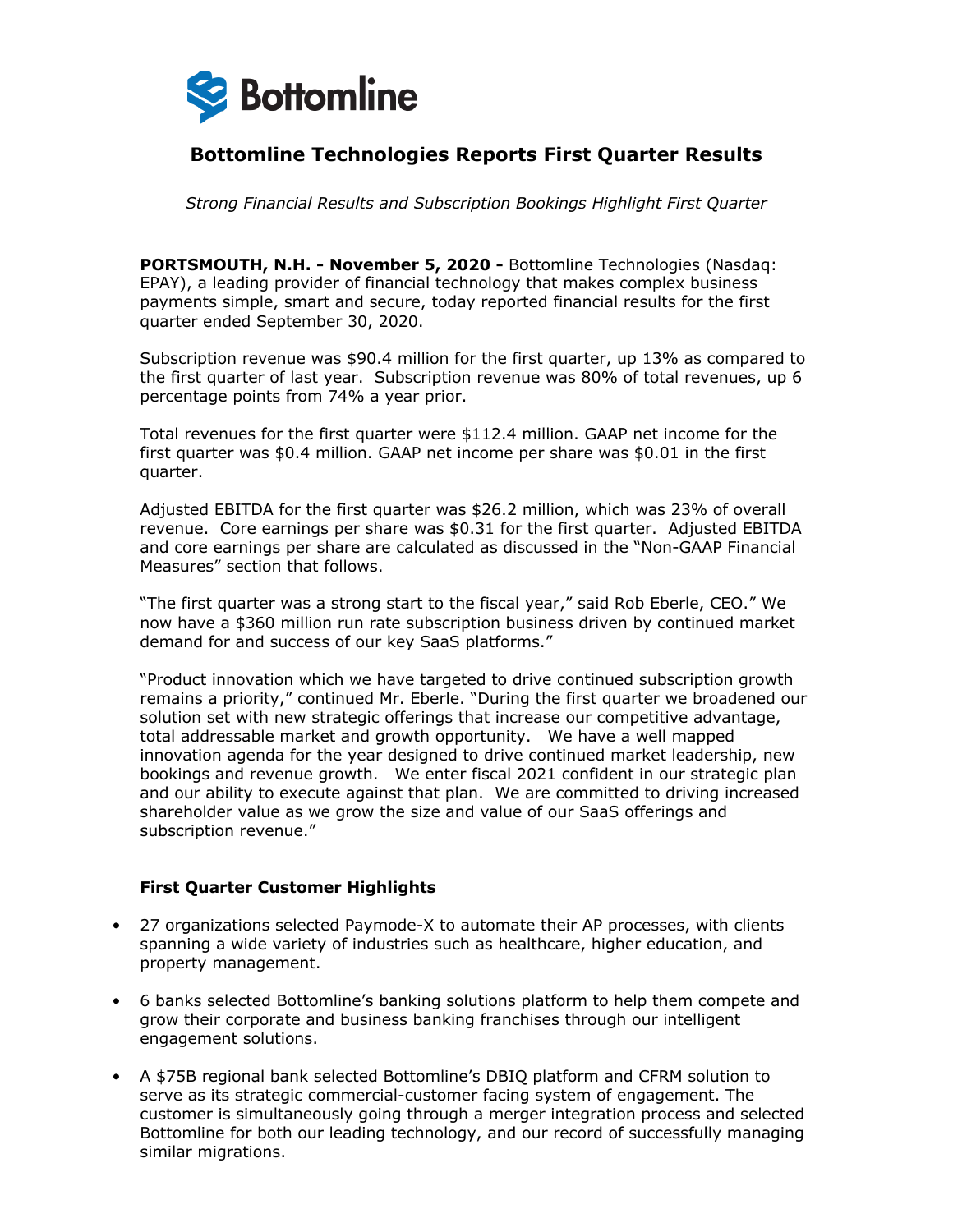Bottomline

# Bottomline Technologies Reports First Quarter Results

*Strong Financial Results and Subscription Bookings Highlight First Quarter*

**PORTSMOUTH, N.H. - November 5, 2020 -** Bottomline Technologies (Nasdaq: EPAY), a leading provider of financial technology that makes complex business payments simple, smart and secure, today reported financial results for the first quarter ended September 30, 2020.

Subscription revenue was $90.4 million for the first quarter, up 13% as compared to the first quarter of last year. Subscription revenue was 80% of total revenues, up 6 percentage points from 74% a year prior.

Total revenues for the first quarter were $112.4 million. GAAP net income for the first quarter was $0.4 million. GAAP net income per share was $0.01 in the first quarter.

Adjusted EBITDA for the first quarter was $26.2 million, which was 23% of overall revenue. Core earnings per share was $0.31 for the first quarter. Adjusted EBITDA and core earnings per share are calculated as discussed in the "Non-GAAP Financial Measures" section that follows.

"The first quarter was a strong start to the fiscal year," said Rob Eberle, CEO." We now have a $360 million run rate subscription business driven by continued market demand for and success of our key SaaS platforms."

"Product innovation which we have targeted to drive continued subscription growth remains a priority," continued Mr. Eberle. "During the first quarter we broadened our solution set with new strategic offerings that increase our competitive advantage, total addressable market and growth opportunity. We have a well mapped innovation agenda for the year designed to drive continued market leadership, new bookings and revenue growth. We enter fiscal 2021 confident in our strategic plan and our ability to execute against that plan. We are committed to driving increased shareholder value as we grow the size and value of our SaaS offerings and subscription revenue."

### First Quarter Customer Highlights

- 27 organizations selected Paymode-X to automate their AP processes, with clients spanning a wide variety of industries such as healthcare, higher education, and property management.
- 6 banks selected Bottomline's banking solutions platform to help them compete and grow their corporate and business banking franchises through our intelligent engagement solutions.
- A $75B regional bank selected Bottomline's DBIQ platform and CFRM solution to serve as its strategic commercial-customer facing system of engagement. The customer is simultaneously going through a merger integration process and selected Bottomline for both our leading technology, and our record of successfully managing similar migrations.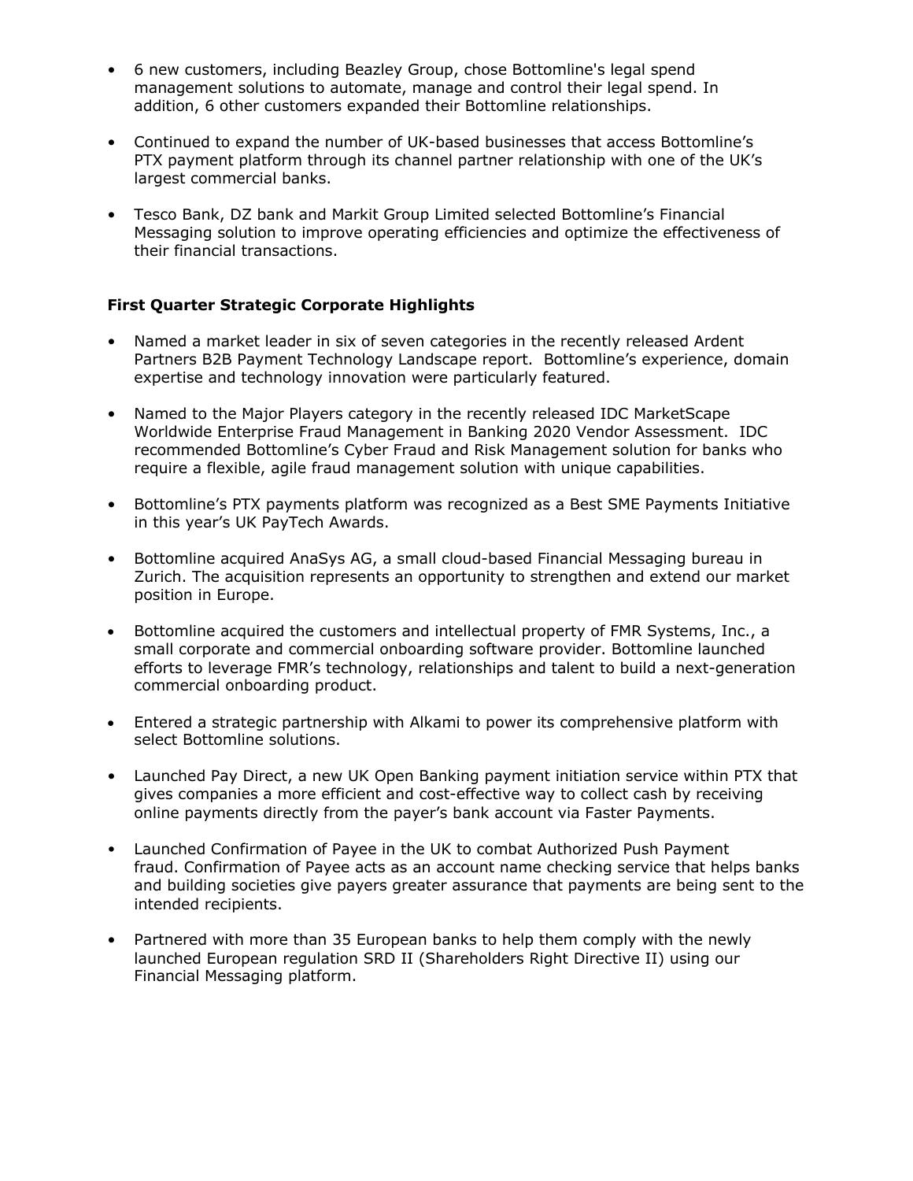- 6 new customers, including Beazley Group, chose Bottomline's legal spend management solutions to automate, manage and control their legal spend. In addition, 6 other customers expanded their Bottomline relationships.

- Continued to expand the number of UK-based businesses that access Bottomline's PTX payment platform through its channel partner relationship with one of the UK's largest commercial banks.

- Tesco Bank, DZ bank and Markit Group Limited selected Bottomline's Financial Messaging solution to improve operating efficiencies and optimize the effectiveness of their financial transactions.

**First Quarter Strategic Corporate Highlights**

- Named a market leader in six of seven categories in the recently released Ardent Partners B2B Payment Technology Landscape report. Bottomline's experience, domain expertise and technology innovation were particularly featured.

- Named to the Major Players category in the recently released IDC MarketScape Worldwide Enterprise Fraud Management in Banking 2020 Vendor Assessment. IDC recommended Bottomline's Cyber Fraud and Risk Management solution for banks who require a flexible, agile fraud management solution with unique capabilities.

- Bottomline's PTX payments platform was recognized as a Best SME Payments Initiative in this year's UK PayTech Awards.

- Bottomline acquired AnaSys AG, a small cloud-based Financial Messaging bureau in Zurich. The acquisition represents an opportunity to strengthen and extend our market position in Europe.

- Bottomline acquired the customers and intellectual property of FMR Systems, Inc., a small corporate and commercial onboarding software provider. Bottomline launched efforts to leverage FMR's technology, relationships and talent to build a next-generation commercial onboarding product.

- Entered a strategic partnership with Alkami to power its comprehensive platform with select Bottomline solutions.

- Launched Pay Direct, a new UK Open Banking payment initiation service within PTX that gives companies a more efficient and cost-effective way to collect cash by receiving online payments directly from the payer's bank account via Faster Payments.

- Launched Confirmation of Payee in the UK to combat Authorized Push Payment fraud. Confirmation of Payee acts as an account name checking service that helps banks and building societies give payers greater assurance that payments are being sent to the intended recipients.

- Partnered with more than 35 European banks to help them comply with the newly launched European regulation SRD II (Shareholders Right Directive II) using our Financial Messaging platform.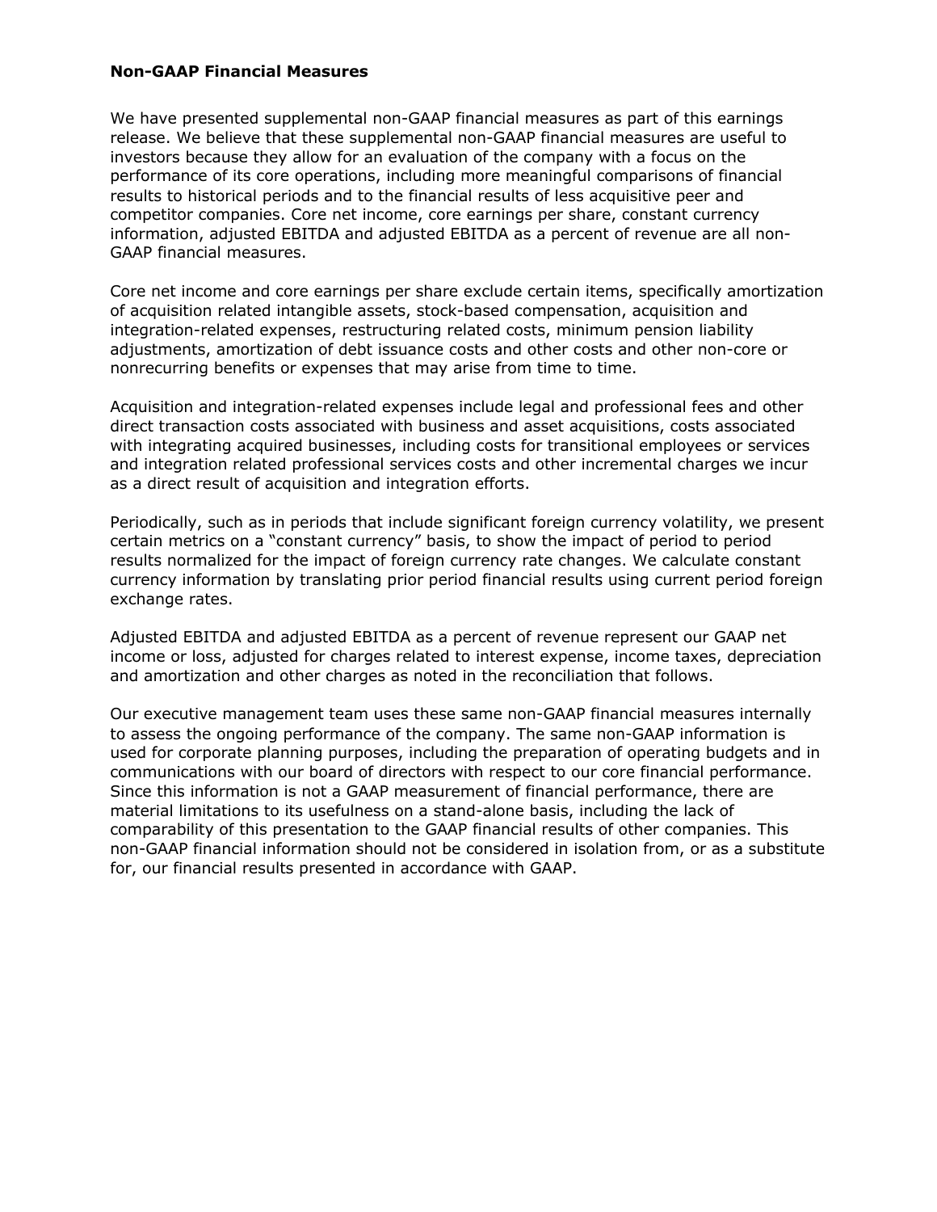**Non-GAAP Financial Measures**

We have presented supplemental non-GAAP financial measures as part of this earnings release. We believe that these supplemental non-GAAP financial measures are useful to investors because they allow for an evaluation of the company with a focus on the performance of its core operations, including more meaningful comparisons of financial results to historical periods and to the financial results of less acquisitive peer and competitor companies. Core net income, core earnings per share, constant currency information, adjusted EBITDA and adjusted EBITDA as a percent of revenue are all non-GAAP financial measures.

Core net income and core earnings per share exclude certain items, specifically amortization of acquisition related intangible assets, stock-based compensation, acquisition and integration-related expenses, restructuring related costs, minimum pension liability adjustments, amortization of debt issuance costs and other costs and other non-core or nonrecurring benefits or expenses that may arise from time to time.

Acquisition and integration-related expenses include legal and professional fees and other direct transaction costs associated with business and asset acquisitions, costs associated with integrating acquired businesses, including costs for transitional employees or services and integration related professional services costs and other incremental charges we incur as a direct result of acquisition and integration efforts.

Periodically, such as in periods that include significant foreign currency volatility, we present certain metrics on a "constant currency" basis, to show the impact of period to period results normalized for the impact of foreign currency rate changes. We calculate constant currency information by translating prior period financial results using current period foreign exchange rates.

Adjusted EBITDA and adjusted EBITDA as a percent of revenue represent our GAAP net income or loss, adjusted for charges related to interest expense, income taxes, depreciation and amortization and other charges as noted in the reconciliation that follows.

Our executive management team uses these same non-GAAP financial measures internally to assess the ongoing performance of the company. The same non-GAAP information is used for corporate planning purposes, including the preparation of operating budgets and in communications with our board of directors with respect to our core financial performance. Since this information is not a GAAP measurement of financial performance, there are material limitations to its usefulness on a stand-alone basis, including the lack of comparability of this presentation to the GAAP financial results of other companies. This non-GAAP financial information should not be considered in isolation from, or as a substitute for, our financial results presented in accordance with GAAP.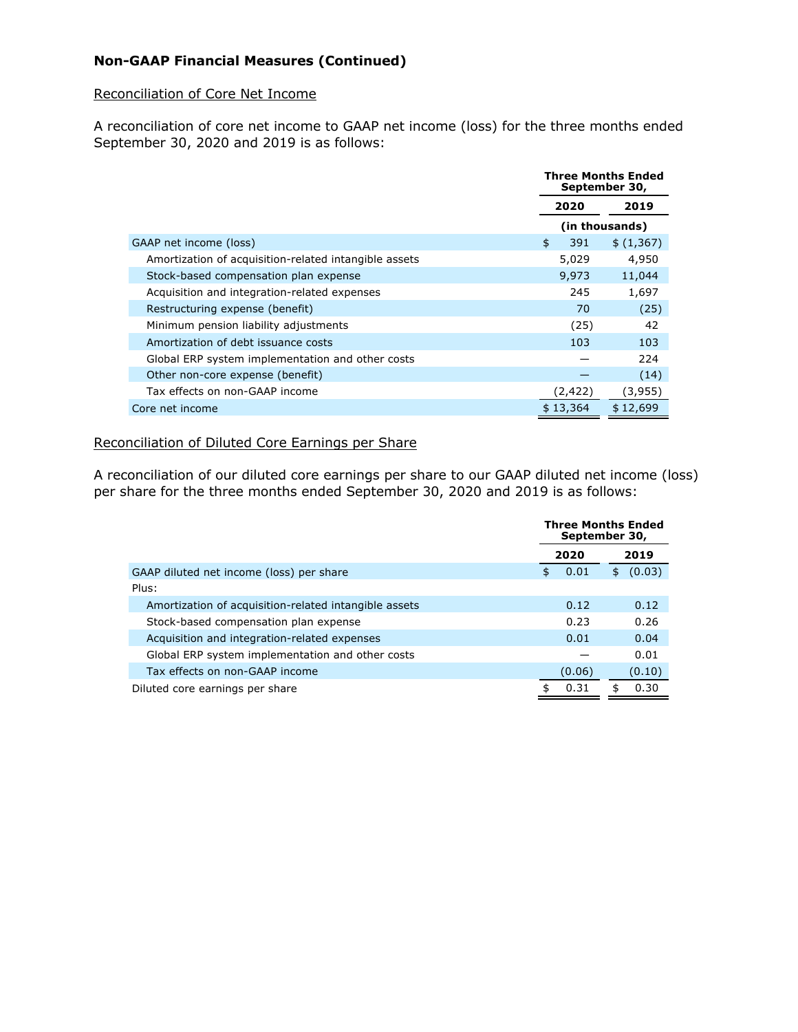## Non-GAAP Financial Measures (Continued)

Reconciliation of Core Net Income

A reconciliation of core net income to GAAP net income (loss) for the three months ended September 30, 2020 and 2019 is as follows:

| | Three Months Ended September 30, | |
|---|---|---|
| | 2020 | 2019 |
| | (in thousands) | |
| GAAP net income (loss) | $ 391 | $ (1,367) |
| Amortization of acquisition-related intangible assets | 5,029 | 4,950 |
| Stock-based compensation plan expense | 9,973 | 11,044 |
| Acquisition and integration-related expenses | 245 | 1,697 |
| Restructuring expense (benefit) | 70 | (25) |
| Minimum pension liability adjustments | (25) | 42 |
| Amortization of debt issuance costs | 103 | 103 |
| Global ERP system implementation and other costs | — | 224 |
| Other non-core expense (benefit) | — | (14) |
| Tax effects on non-GAAP income | (2,422) | (3,955) |
| Core net income | $ 13,364 | $ 12,699 |

Reconciliation of Diluted Core Earnings per Share

A reconciliation of our diluted core earnings per share to our GAAP diluted net income (loss) per share for the three months ended September 30, 2020 and 2019 is as follows:

| | Three Months Ended September 30, | |
|---|---|---|
| | 2020 | 2019 |
| GAAP diluted net income (loss) per share | $ 0.01 | $ (0.03) |
| Plus: | | |
| Amortization of acquisition-related intangible assets | 0.12 | 0.12 |
| Stock-based compensation plan expense | 0.23 | 0.26 |
| Acquisition and integration-related expenses | 0.01 | 0.04 |
| Global ERP system implementation and other costs | — | 0.01 |
| Tax effects on non-GAAP income | (0.06) | (0.10) |
| Diluted core earnings per share | $ 0.31 | $ 0.30 |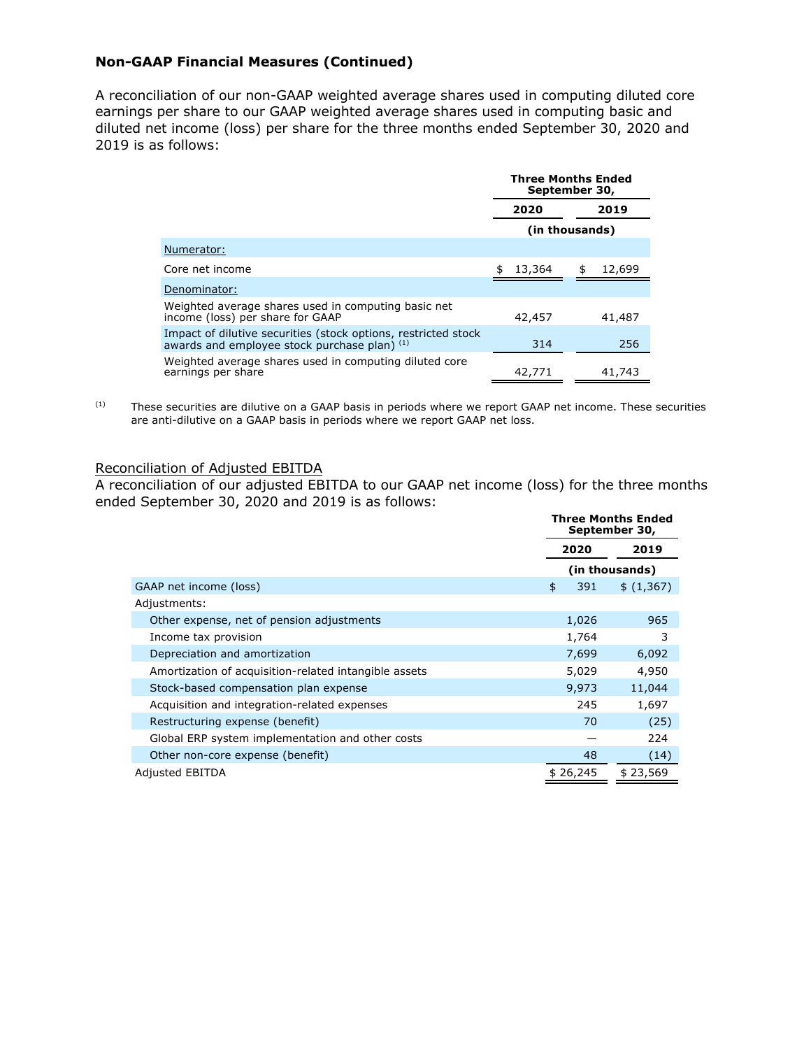## Non-GAAP Financial Measures (Continued)

A reconciliation of our non-GAAP weighted average shares used in computing diluted core earnings per share to our GAAP weighted average shares used in computing basic and diluted net income (loss) per share for the three months ended September 30, 2020 and 2019 is as follows:

| | Three Months Ended September 30, | |
|---|---|---|
| | 2020 | 2019 |
| | (in thousands) | |
| Numerator: | | |
| Core net income | $ 13,364 | $ 12,699 |
| Denominator: | | |
| Weighted average shares used in computing basic net income (loss) per share for GAAP | 42,457 | 41,487 |
| Impact of dilutive securities (stock options, restricted stock awards and employee stock purchase plan) [1] | 314 | 256 |
| Weighted average shares used in computing diluted core earnings per share | 42,771 | 41,743 |

[1] These securities are dilutive on a GAAP basis in periods where we report GAAP net income. These securities are anti-dilutive on a GAAP basis in periods where we report GAAP net loss.

### Reconciliation of Adjusted EBITDA

A reconciliation of our adjusted EBITDA to our GAAP net income (loss) for the three months ended September 30, 2020 and 2019 is as follows:

| | Three Months Ended September 30, | |
|---|---|---|
| | 2020 | 2019 |
| | (in thousands) | |
| GAAP net income (loss) | $ 391 | $ (1,367) |
| Adjustments: | | |
| Other expense, net of pension adjustments | 1,026 | 965 |
| Income tax provision | 1,764 | 3 |
| Depreciation and amortization | 7,699 | 6,092 |
| Amortization of acquisition-related intangible assets | 5,029 | 4,950 |
| Stock-based compensation plan expense | 9,973 | 11,044 |
| Acquisition and integration-related expenses | 245 | 1,697 |
| Restructuring expense (benefit) | 70 | (25) |
| Global ERP system implementation and other costs | — | 224 |
| Other non-core expense (benefit) | 48 | (14) |
| Adjusted EBITDA | $ 26,245 | $ 23,569 |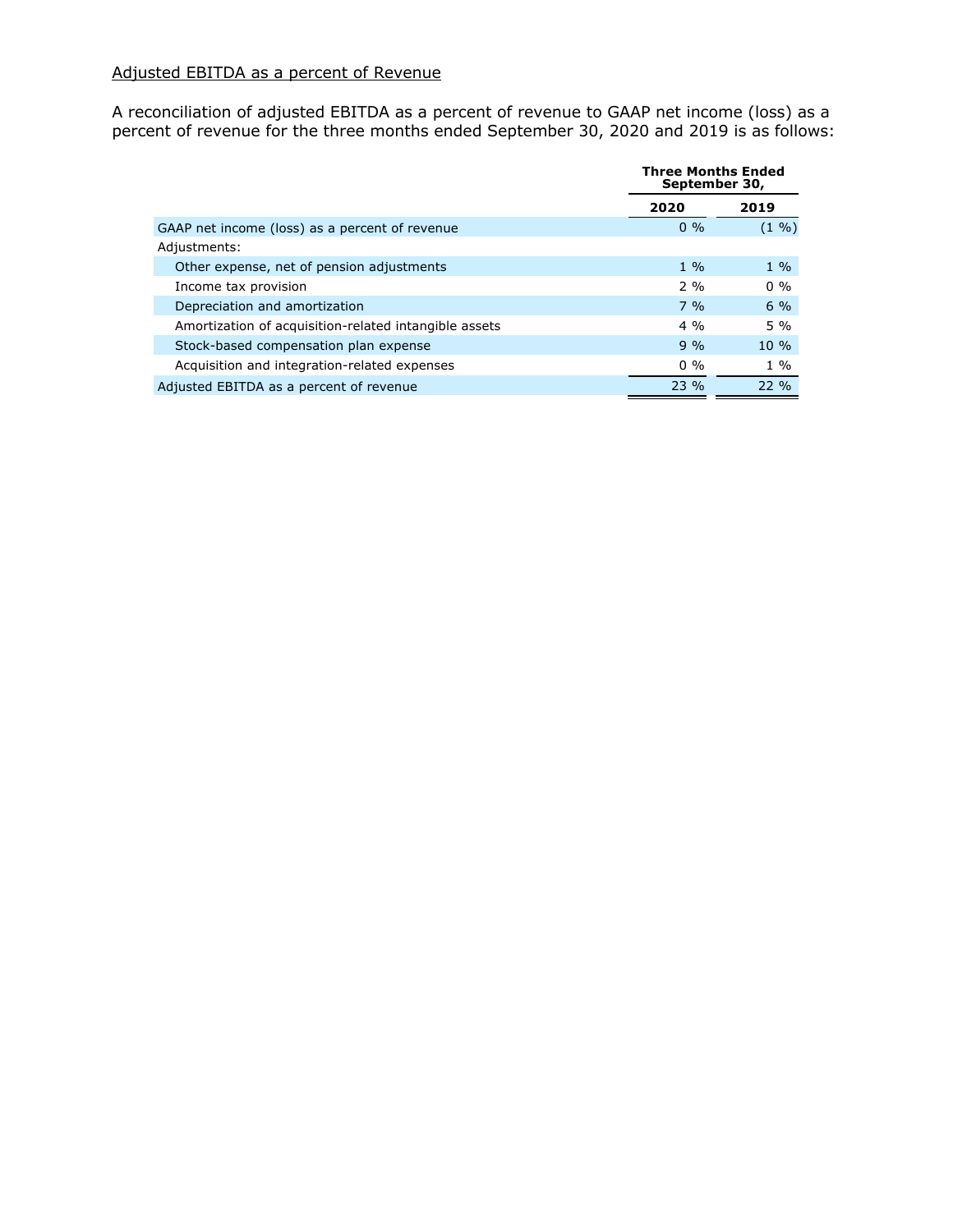Adjusted EBITDA as a percent of Revenue

A reconciliation of adjusted EBITDA as a percent of revenue to GAAP net income (loss) as a percent of revenue for the three months ended September 30, 2020 and 2019 is as follows:

| | Three Months Ended September 30, | |
|---|---|---|
| | 2020 | 2019 |
| GAAP net income (loss) as a percent of revenue | 0 % | (1 %) |
| Adjustments: | | |
| Other expense, net of pension adjustments | 1 % | 1 % |
| Income tax provision | 2 % | 0 % |
| Depreciation and amortization | 7 % | 6 % |
| Amortization of acquisition-related intangible assets | 4 % | 5 % |
| Stock-based compensation plan expense | 9 % | 10 % |
| Acquisition and integration-related expenses | 0 % | 1 % |
| Adjusted EBITDA as a percent of revenue | 23 % | 22 % |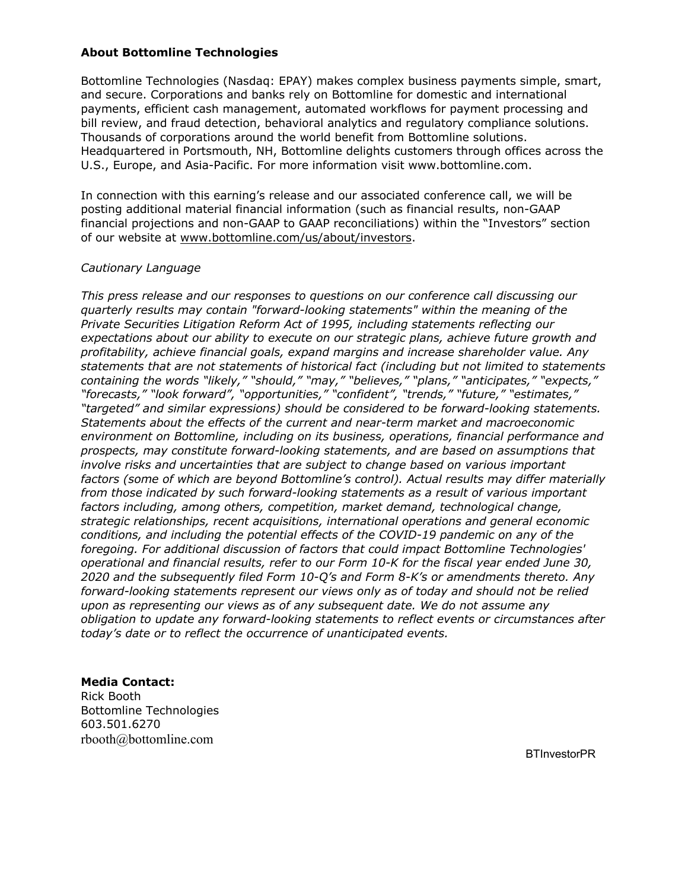**About Bottomline Technologies**

Bottomline Technologies (Nasdaq: EPAY) makes complex business payments simple, smart, and secure. Corporations and banks rely on Bottomline for domestic and international payments, efficient cash management, automated workflows for payment processing and bill review, and fraud detection, behavioral analytics and regulatory compliance solutions. Thousands of corporations around the world benefit from Bottomline solutions. Headquartered in Portsmouth, NH, Bottomline delights customers through offices across the U.S., Europe, and Asia-Pacific. For more information visit www.bottomline.com.

In connection with this earning's release and our associated conference call, we will be posting additional material financial information (such as financial results, non-GAAP financial projections and non-GAAP to GAAP reconciliations) within the "Investors" section of our website at www.bottomline.com/us/about/investors.

*Cautionary Language*

*This press release and our responses to questions on our conference call discussing our quarterly results may contain "forward-looking statements" within the meaning of the Private Securities Litigation Reform Act of 1995, including statements reflecting our expectations about our ability to execute on our strategic plans, achieve future growth and profitability, achieve financial goals, expand margins and increase shareholder value. Any statements that are not statements of historical fact (including but not limited to statements containing the words "likely," "should," "may," "believes," "plans," "anticipates," "expects," "forecasts," "look forward", "opportunities," "confident", "trends," "future," "estimates," "targeted" and similar expressions) should be considered to be forward-looking statements. Statements about the effects of the current and near-term market and macroeconomic environment on Bottomline, including on its business, operations, financial performance and prospects, may constitute forward-looking statements, and are based on assumptions that involve risks and uncertainties that are subject to change based on various important factors (some of which are beyond Bottomline's control). Actual results may differ materially from those indicated by such forward-looking statements as a result of various important factors including, among others, competition, market demand, technological change, strategic relationships, recent acquisitions, international operations and general economic conditions, and including the potential effects of the COVID-19 pandemic on any of the foregoing. For additional discussion of factors that could impact Bottomline Technologies' operational and financial results, refer to our Form 10-K for the fiscal year ended June 30, 2020 and the subsequently filed Form 10-Q's and Form 8-K's or amendments thereto. Any forward-looking statements represent our views only as of today and should not be relied upon as representing our views as of any subsequent date. We do not assume any obligation to update any forward-looking statements to reflect events or circumstances after today's date or to reflect the occurrence of unanticipated events.*

**Media Contact:**
Rick Booth
Bottomline Technologies
603.501.6270
rbooth@bottomline.com

BTInvestorPR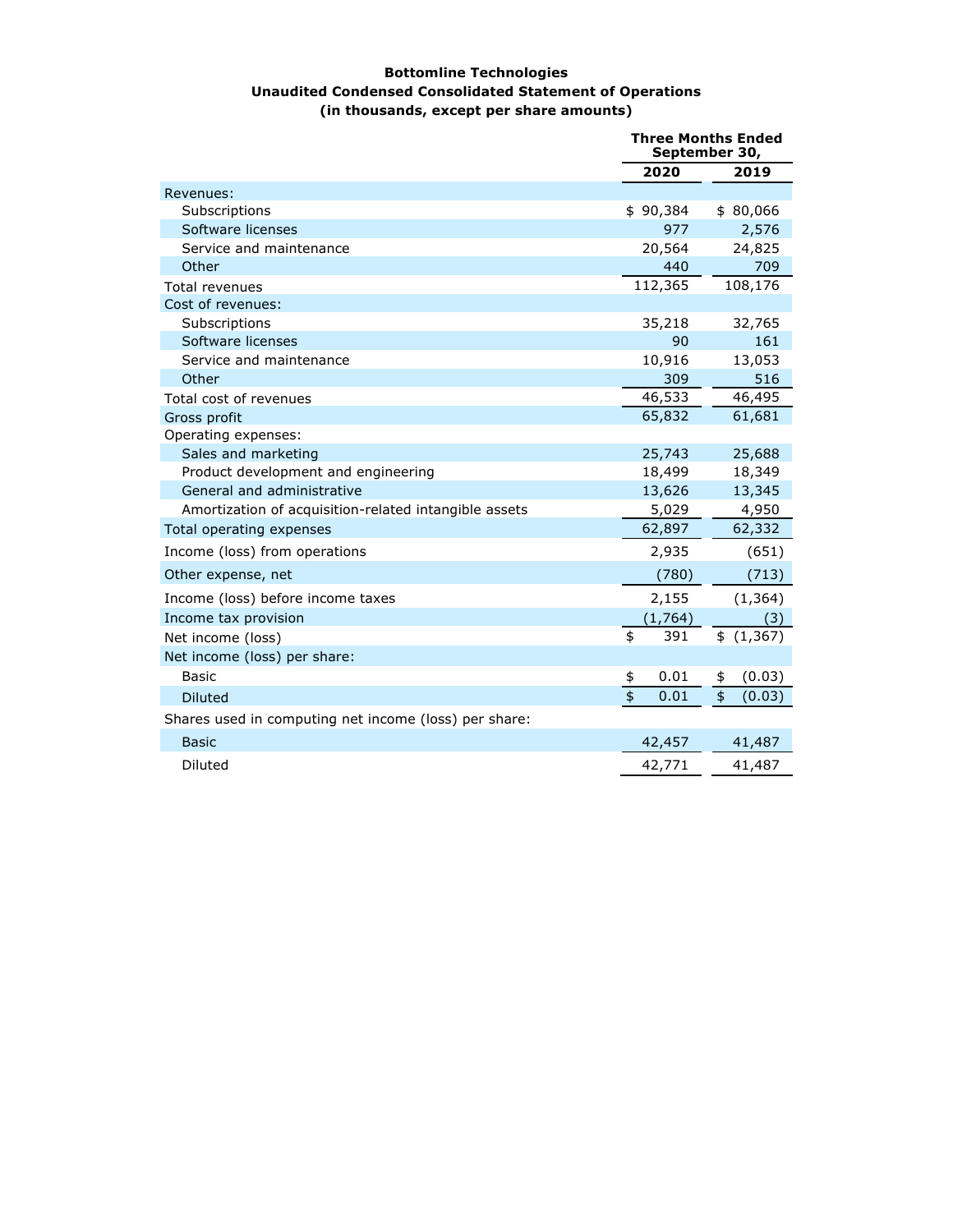**Bottomline Technologies**
**Unaudited Condensed Consolidated Statement of Operations**
**(in thousands, except per share amounts)**

| | Three Months Ended September 30, | |
|---|---|---|
| | **2020** | **2019** |
| Revenues: | | |
| Subscriptions | $ 90,384 | $ 80,066 |
| Software licenses | 977 | 2,576 |
| Service and maintenance | 20,564 | 24,825 |
| Other | 440 | 709 |
| Total revenues | 112,365 | 108,176 |
| Cost of revenues: | | |
| Subscriptions | 35,218 | 32,765 |
| Software licenses | 90 | 161 |
| Service and maintenance | 10,916 | 13,053 |
| Other | 309 | 516 |
| Total cost of revenues | 46,533 | 46,495 |
| Gross profit | 65,832 | 61,681 |
| Operating expenses: | | |
| Sales and marketing | 25,743 | 25,688 |
| Product development and engineering | 18,499 | 18,349 |
| General and administrative | 13,626 | 13,345 |
| Amortization of acquisition-related intangible assets | 5,029 | 4,950 |
| Total operating expenses | 62,897 | 62,332 |
| Income (loss) from operations | 2,935 | (651) |
| Other expense, net | (780) | (713) |
| Income (loss) before income taxes | 2,155 | (1,364) |
| Income tax provision | (1,764) | (3) |
| Net income (loss) | $ 391 | $ (1,367) |
| Net income (loss) per share: | | |
| Basic | $ 0.01 | $ (0.03) |
| Diluted | $ 0.01 | $ (0.03) |
| Shares used in computing net income (loss) per share: | | |
| Basic | 42,457 | 41,487 |
| Diluted | 42,771 | 41,487 |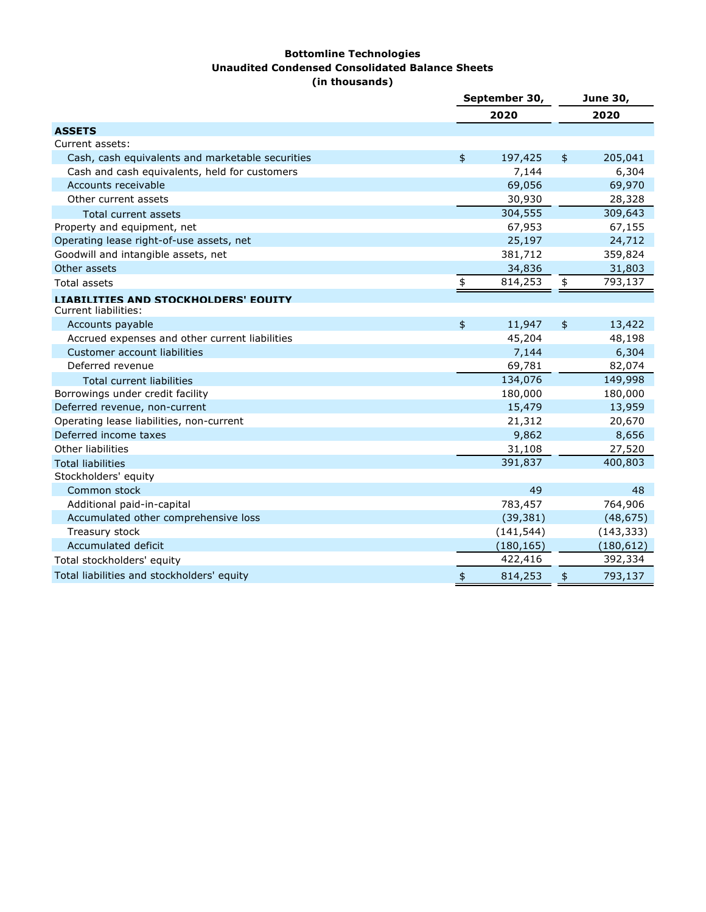**Bottomline Technologies**
**Unaudited Condensed Consolidated Balance Sheets**
**(in thousands)**

| | September 30, 2020 | June 30, 2020 |
|---|---|---|
| **ASSETS** | | |
| Current assets: | | |
| Cash, cash equivalents and marketable securities | $ 197,425 | $ 205,041 |
| Cash and cash equivalents, held for customers | 7,144 | 6,304 |
| Accounts receivable | 69,056 | 69,970 |
| Other current assets | 30,930 | 28,328 |
| Total current assets | 304,555 | 309,643 |
| Property and equipment, net | 67,953 | 67,155 |
| Operating lease right-of-use assets, net | 25,197 | 24,712 |
| Goodwill and intangible assets, net | 381,712 | 359,824 |
| Other assets | 34,836 | 31,803 |
| Total assets | $ 814,253 | $ 793,137 |
| **LIABILITIES AND STOCKHOLDERS' EQUITY** | | |
| Current liabilities: | | |
| Accounts payable | $ 11,947 | $ 13,422 |
| Accrued expenses and other current liabilities | 45,204 | 48,198 |
| Customer account liabilities | 7,144 | 6,304 |
| Deferred revenue | 69,781 | 82,074 |
| Total current liabilities | 134,076 | 149,998 |
| Borrowings under credit facility | 180,000 | 180,000 |
| Deferred revenue, non-current | 15,479 | 13,959 |
| Operating lease liabilities, non-current | 21,312 | 20,670 |
| Deferred income taxes | 9,862 | 8,656 |
| Other liabilities | 31,108 | 27,520 |
| Total liabilities | 391,837 | 400,803 |
| Stockholders' equity | | |
| Common stock | 49 | 48 |
| Additional paid-in-capital | 783,457 | 764,906 |
| Accumulated other comprehensive loss | (39,381) | (48,675) |
| Treasury stock | (141,544) | (143,333) |
| Accumulated deficit | (180,165) | (180,612) |
| Total stockholders' equity | 422,416 | 392,334 |
| Total liabilities and stockholders' equity | $ 814,253 | $ 793,137 |